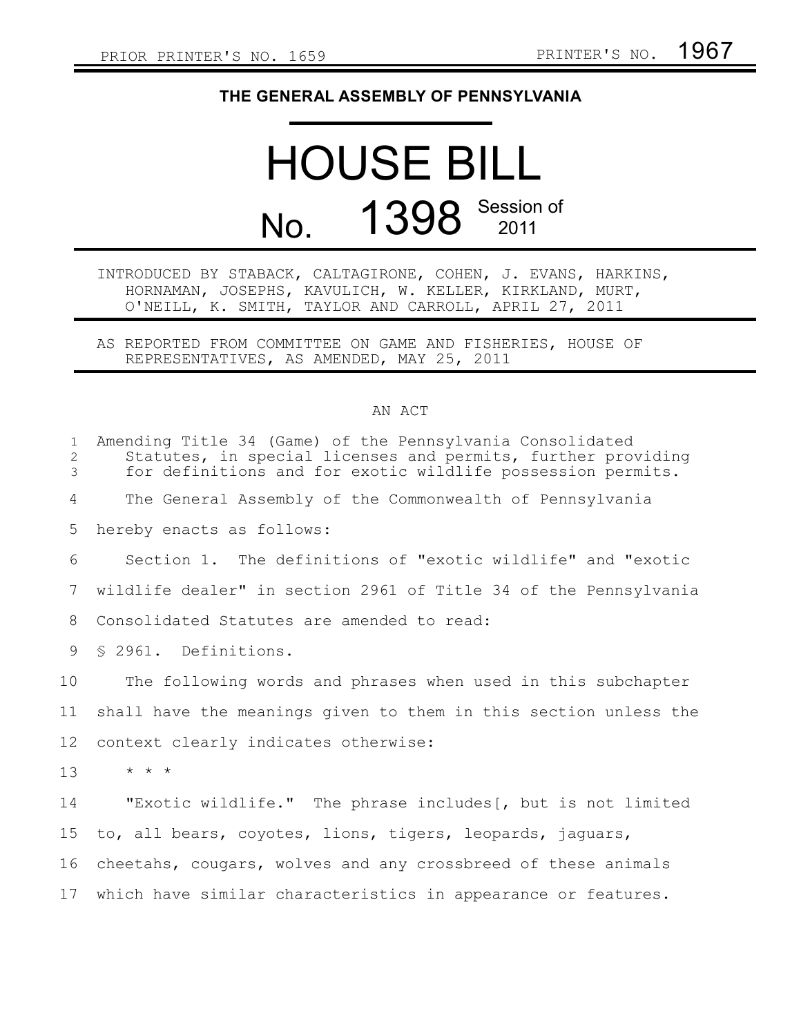PRIOR PRINTER'S NO. 1659 PRINTER'S NO. 1967

# THE GENERAL ASSEMBLY OF PENNSYLVANIA

# HOUSE BILL

# No. 1398 Session of 2011

INTRODUCED BY STABACK, CALTAGIRONE, COHEN, J. EVANS, HARKINS, HORNAMAN, JOSEPHS, KAVULICH, W. KELLER, KIRKLAND, MURT, O'NEILL, K. SMITH, TAYLOR AND CARROLL, APRIL 27, 2011

AS REPORTED FROM COMMITTEE ON GAME AND FISHERIES, HOUSE OF REPRESENTATIVES, AS AMENDED, MAY 25, 2011

AN ACT

1 Amending Title 34 (Game) of the Pennsylvania Consolidated
2 Statutes, in special licenses and permits, further providing
3 for definitions and for exotic wildlife possession permits.

4 The General Assembly of the Commonwealth of Pennsylvania
5 hereby enacts as follows:

6 Section 1. The definitions of "exotic wildlife" and "exotic
7 wildlife dealer" in section 2961 of Title 34 of the Pennsylvania
8 Consolidated Statutes are amended to read:

9 § 2961. Definitions.

10 The following words and phrases when used in this subchapter
11 shall have the meanings given to them in this section unless the
12 context clearly indicates otherwise:

13 * * *

14 "Exotic wildlife." The phrase includes[, but is not limited
15 to, all bears, coyotes, lions, tigers, leopards, jaguars,
16 cheetahs, cougars, wolves and any crossbreed of these animals
17 which have similar characteristics in appearance or features.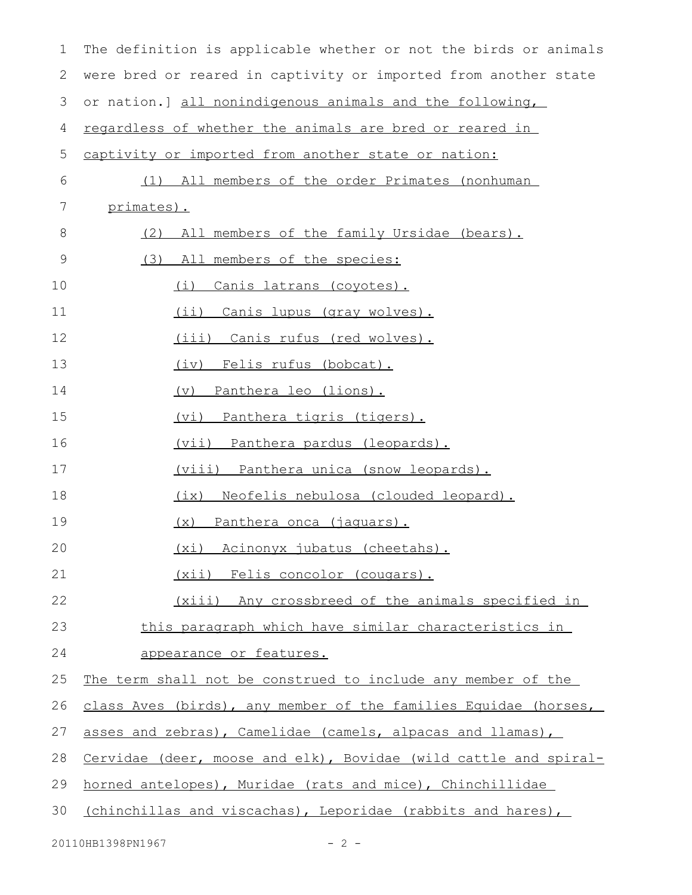The definition is applicable whether or not the birds or animals were bred or reared in captivity or imported from another state or nation.] all nonindigenous animals and the following, regardless of whether the animals are bred or reared in captivity or imported from another state or nation:

(1) All members of the order Primates (nonhuman primates).

(2) All members of the family Ursidae (bears).

(3) All members of the species:

(i) Canis latrans (coyotes).

(ii) Canis lupus (gray wolves).

(iii) Canis rufus (red wolves).

(iv) Felis rufus (bobcat).

(v) Panthera leo (lions).

(vi) Panthera tigris (tigers).

(vii) Panthera pardus (leopards).

(viii) Panthera unica (snow leopards).

(ix) Neofelis nebulosa (clouded leopard).

(x) Panthera onca (jaguars).

(xi) Acinonyx jubatus (cheetahs).

(xii) Felis concolor (cougars).

(xiii) Any crossbreed of the animals specified in this paragraph which have similar characteristics in appearance or features.

The term shall not be construed to include any member of the class Aves (birds), any member of the families Equidae (horses, asses and zebras), Camelidae (camels, alpacas and llamas), Cervidae (deer, moose and elk), Bovidae (wild cattle and spiral-horned antelopes), Muridae (rats and mice), Chinchillidae (chinchillas and viscachas), Leporidae (rabbits and hares),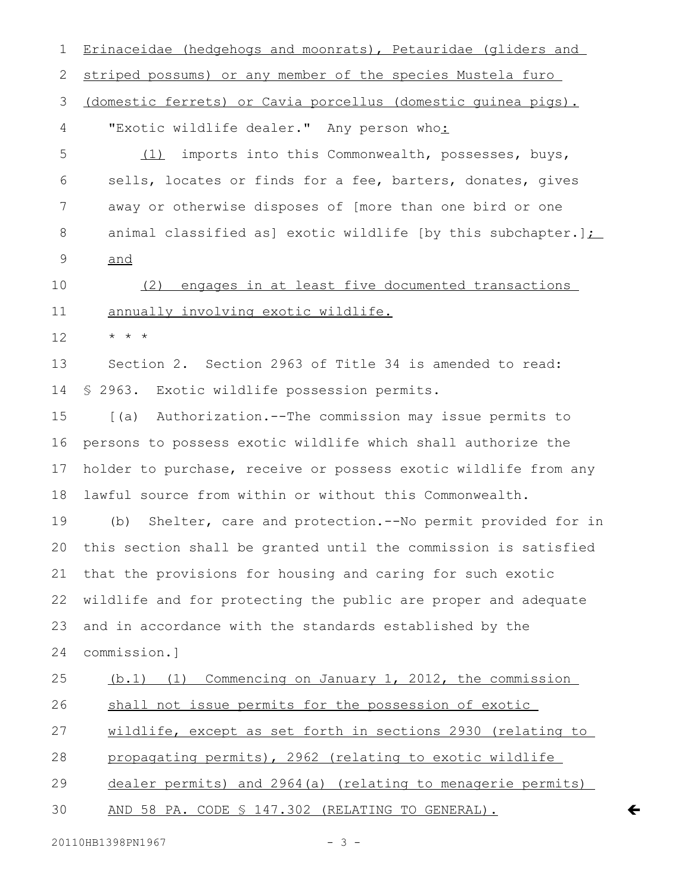Erinaceidae (hedgehogs and moonrats), Petauridae (gliders and striped possums) or any member of the species Mustela furo (domestic ferrets) or Cavia porcellus (domestic guinea pigs).

"Exotic wildlife dealer." Any person who:

(1) imports into this Commonwealth, possesses, buys, sells, locates or finds for a fee, barters, donates, gives away or otherwise disposes of [more than one bird or one animal classified as] exotic wildlife [by this subchapter.]; and

(2) engages in at least five documented transactions annually involving exotic wildlife.

* * *

Section 2. Section 2963 of Title 34 is amended to read:

§ 2963. Exotic wildlife possession permits.

[(a) Authorization.--The commission may issue permits to persons to possess exotic wildlife which shall authorize the holder to purchase, receive or possess exotic wildlife from any lawful source from within or without this Commonwealth.

(b) Shelter, care and protection.--No permit provided for in this section shall be granted until the commission is satisfied that the provisions for housing and caring for such exotic wildlife and for protecting the public are proper and adequate and in accordance with the standards established by the commission.]

(b.1) (1) Commencing on January 1, 2012, the commission shall not issue permits for the possession of exotic wildlife, except as set forth in sections 2930 (relating to propagating permits), 2962 (relating to exotic wildlife dealer permits) and 2964(a) (relating to menagerie permits) AND 58 PA. CODE § 147.302 (RELATING TO GENERAL).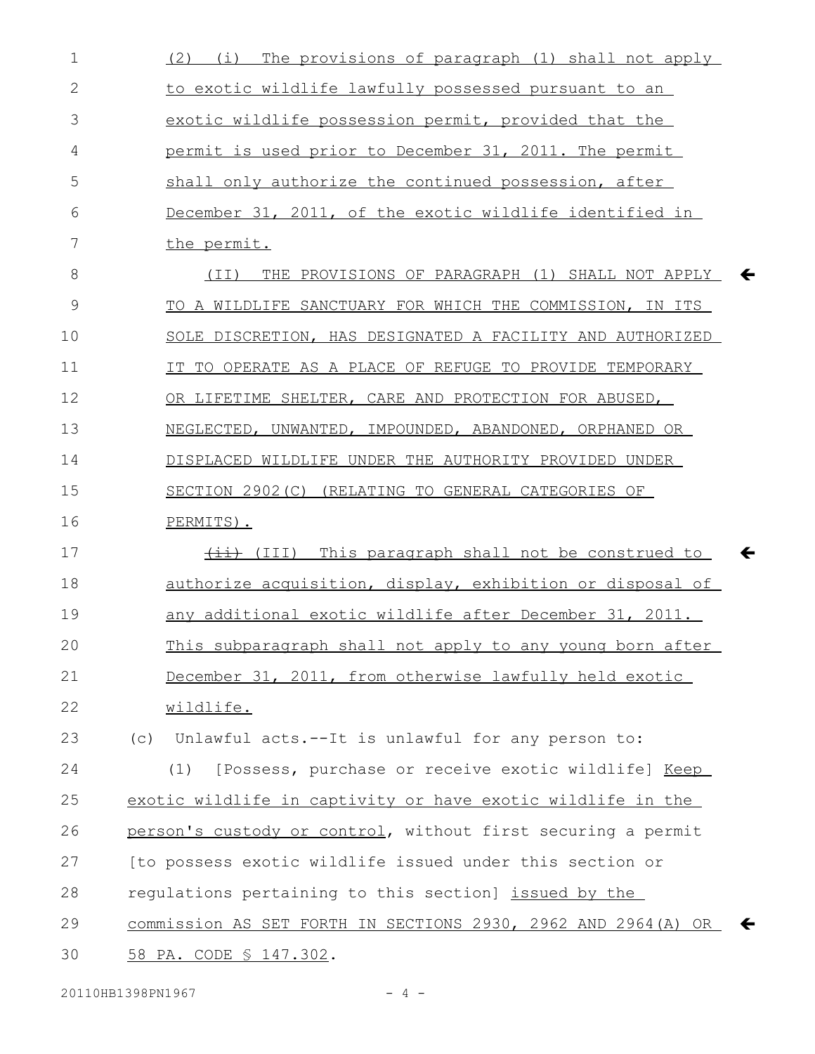(2) (i) The provisions of paragraph (1) shall not apply to exotic wildlife lawfully possessed pursuant to an exotic wildlife possession permit, provided that the permit is used prior to December 31, 2011. The permit shall only authorize the continued possession, after December 31, 2011, of the exotic wildlife identified in the permit.

(II) THE PROVISIONS OF PARAGRAPH (1) SHALL NOT APPLY TO A WILDLIFE SANCTUARY FOR WHICH THE COMMISSION, IN ITS SOLE DISCRETION, HAS DESIGNATED A FACILITY AND AUTHORIZED IT TO OPERATE AS A PLACE OF REFUGE TO PROVIDE TEMPORARY OR LIFETIME SHELTER, CARE AND PROTECTION FOR ABUSED, NEGLECTED, UNWANTED, IMPOUNDED, ABANDONED, ORPHANED OR DISPLACED WILDLIFE UNDER THE AUTHORITY PROVIDED UNDER SECTION 2902(C) (RELATING TO GENERAL CATEGORIES OF PERMITS).

~~(ii)~~ (III) This paragraph shall not be construed to authorize acquisition, display, exhibition or disposal of any additional exotic wildlife after December 31, 2011. This subparagraph shall not apply to any young born after December 31, 2011, from otherwise lawfully held exotic wildlife.

(c) Unlawful acts.--It is unlawful for any person to:

(1) [Possess, purchase or receive exotic wildlife] Keep exotic wildlife in captivity or have exotic wildlife in the person's custody or control, without first securing a permit [to possess exotic wildlife issued under this section or regulations pertaining to this section] issued by the commission AS SET FORTH IN SECTIONS 2930, 2962 AND 2964(A) OR 58 PA. CODE § 147.302.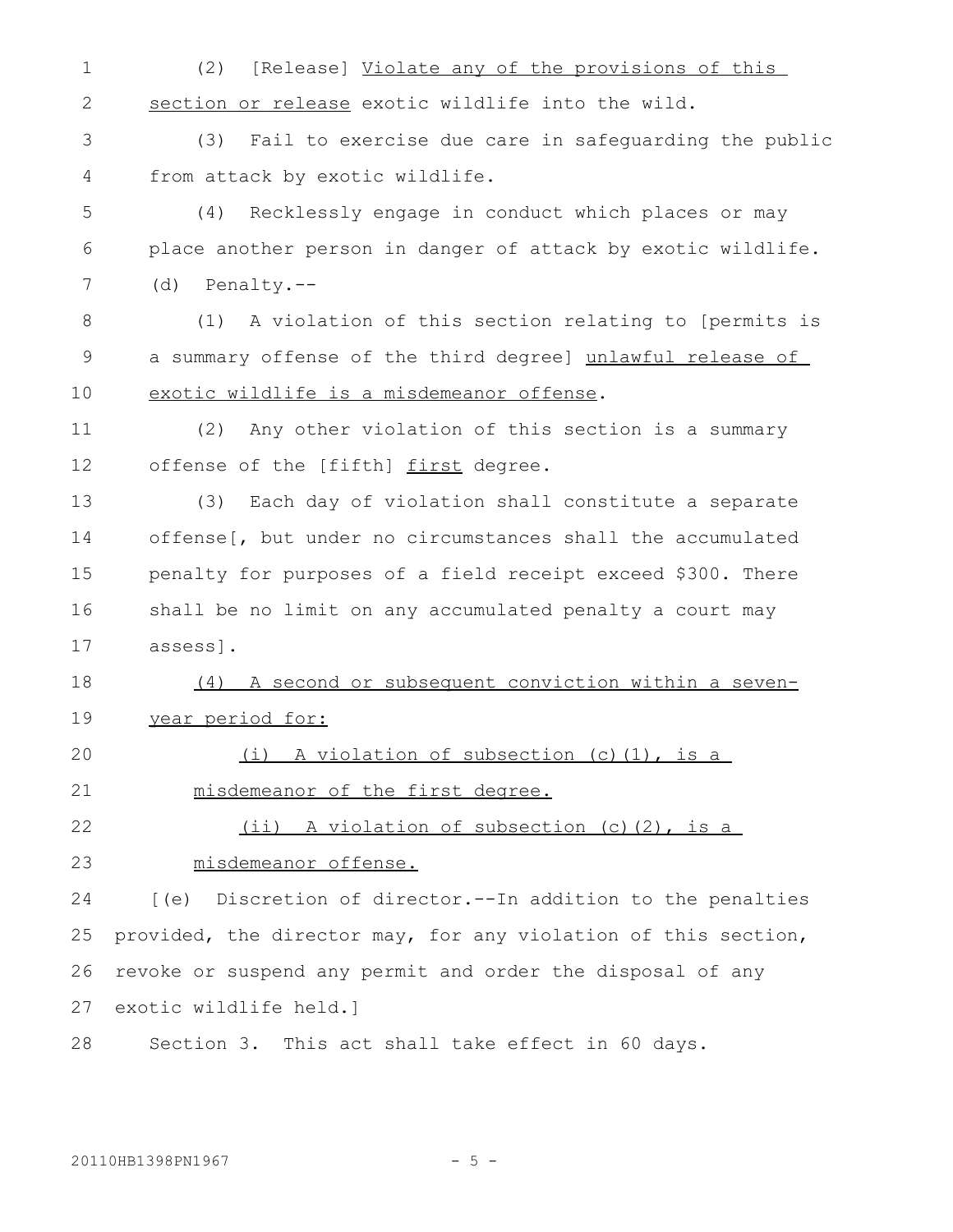(2) [Release] <u>Violate any of the provisions of this section or release</u> exotic wildlife into the wild.

(3) Fail to exercise due care in safeguarding the public from attack by exotic wildlife.

(4) Recklessly engage in conduct which places or may place another person in danger of attack by exotic wildlife.

(d) Penalty.--

(1) A violation of this section relating to [permits is a summary offense of the third degree] <u>unlawful release of exotic wildlife is a misdemeanor offense</u>.

(2) Any other violation of this section is a summary offense of the [fifth] <u>first</u> degree.

(3) Each day of violation shall constitute a separate offense[, but under no circumstances shall the accumulated penalty for purposes of a field receipt exceed $300. There shall be no limit on any accumulated penalty a court may assess].

<u>(4) A second or subsequent conviction within a seven-year period for:</u>

<u>(i) A violation of subsection (c)(1), is a misdemeanor of the first degree.</u>

<u>(ii) A violation of subsection (c)(2), is a misdemeanor offense.</u>

[(e) Discretion of director.--In addition to the penalties provided, the director may, for any violation of this section, revoke or suspend any permit and order the disposal of any exotic wildlife held.]

Section 3. This act shall take effect in 60 days.